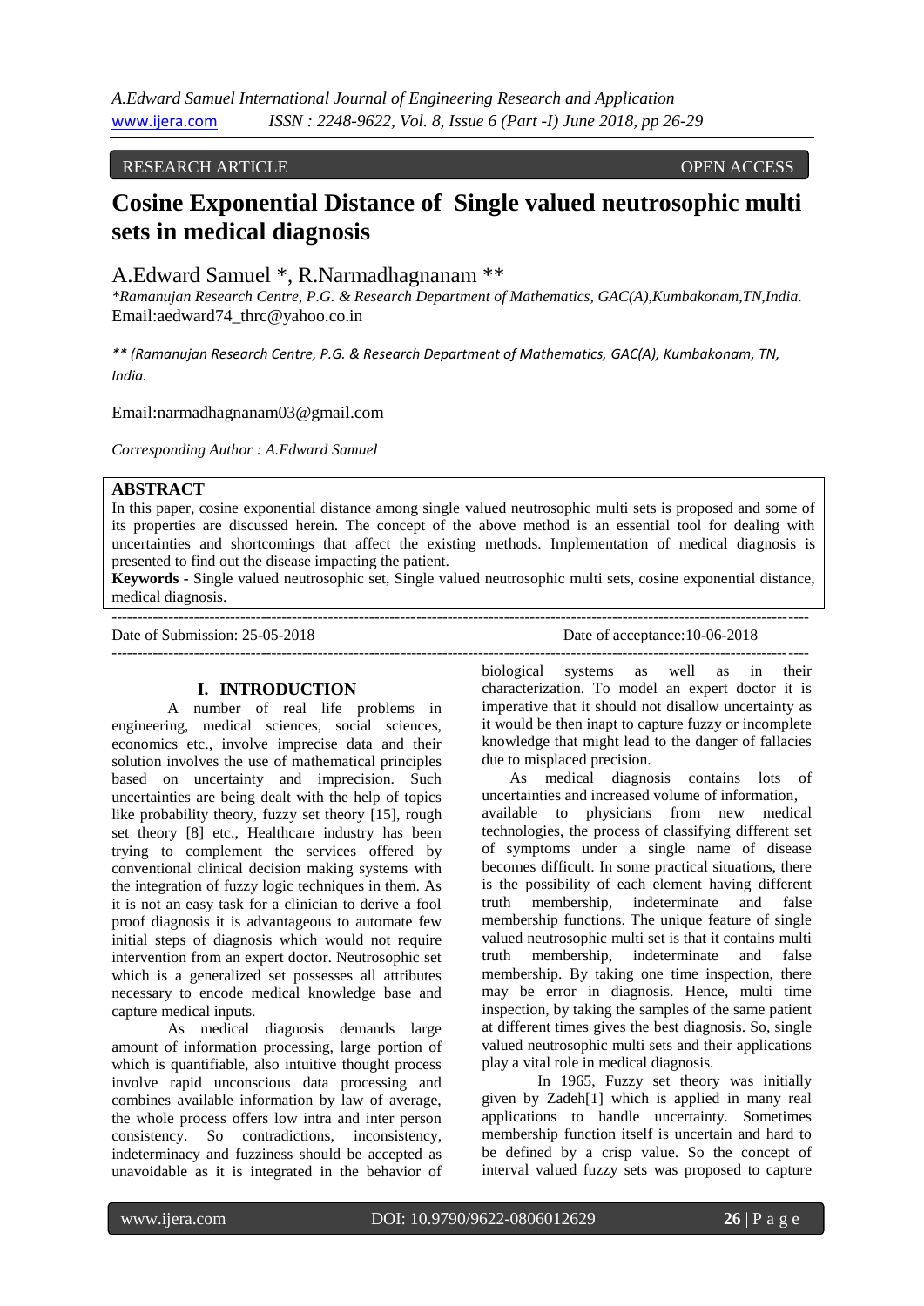RESEARCH ARTICLE OPEN ACCESS

# Cosine Exponential Distance of Single valued neutrosophic multi sets in medical diagnosis

A.Edward Samuel *, R.Narmadhagnanam **

*Ramanujan Research Centre, P.G. & Research Department of Mathematics, GAC(A),Kumbakonam,TN,India.*
Email:aedward74_thrc@yahoo.co.in

*** (Ramanujan Research Centre, P.G. & Research Department of Mathematics, GAC(A), Kumbakonam, TN, India.*

Email:narmadhagnanam03@gmail.com

*Corresponding Author : A.Edward Samuel*

## ABSTRACT

In this paper, cosine exponential distance among single valued neutrosophic multi sets is proposed and some of its properties are discussed herein. The concept of the above method is an essential tool for dealing with uncertainties and shortcomings that affect the existing methods. Implementation of medical diagnosis is presented to find out the disease impacting the patient.

**Keywords -** Single valued neutrosophic set, Single valued neutrosophic multi sets, cosine exponential distance, medical diagnosis.

Date of Submission: 25-05-2018 Date of acceptance:10-06-2018

## I. INTRODUCTION

A number of real life problems in engineering, medical sciences, social sciences, economics etc., involve imprecise data and their solution involves the use of mathematical principles based on uncertainty and imprecision. Such uncertainties are being dealt with the help of topics like probability theory, fuzzy set theory [15], rough set theory [8] etc., Healthcare industry has been trying to complement the services offered by conventional clinical decision making systems with the integration of fuzzy logic techniques in them. As it is not an easy task for a clinician to derive a fool proof diagnosis it is advantageous to automate few initial steps of diagnosis which would not require intervention from an expert doctor. Neutrosophic set which is a generalized set possesses all attributes necessary to encode medical knowledge base and capture medical inputs.

As medical diagnosis demands large amount of information processing, large portion of which is quantifiable, also intuitive thought process involve rapid unconscious data processing and combines available information by law of average, the whole process offers low intra and inter person consistency. So contradictions, inconsistency, indeterminacy and fuzziness should be accepted as unavoidable as it is integrated in the behavior of biological systems as well as in their characterization. To model an expert doctor it is imperative that it should not disallow uncertainty as it would be then inapt to capture fuzzy or incomplete knowledge that might lead to the danger of fallacies due to misplaced precision.

As medical diagnosis contains lots of uncertainties and increased volume of information, available to physicians from new medical technologies, the process of classifying different set of symptoms under a single name of disease becomes difficult. In some practical situations, there is the possibility of each element having different truth membership, indeterminate and false membership functions. The unique feature of single valued neutrosophic multi set is that it contains multi truth membership, indeterminate and false membership. By taking one time inspection, there may be error in diagnosis. Hence, multi time inspection, by taking the samples of the same patient at different times gives the best diagnosis. So, single valued neutrosophic multi sets and their applications play a vital role in medical diagnosis.

In 1965, Fuzzy set theory was initially given by Zadeh[1] which is applied in many real applications to handle uncertainty. Sometimes membership function itself is uncertain and hard to be defined by a crisp value. So the concept of interval valued fuzzy sets was proposed to capture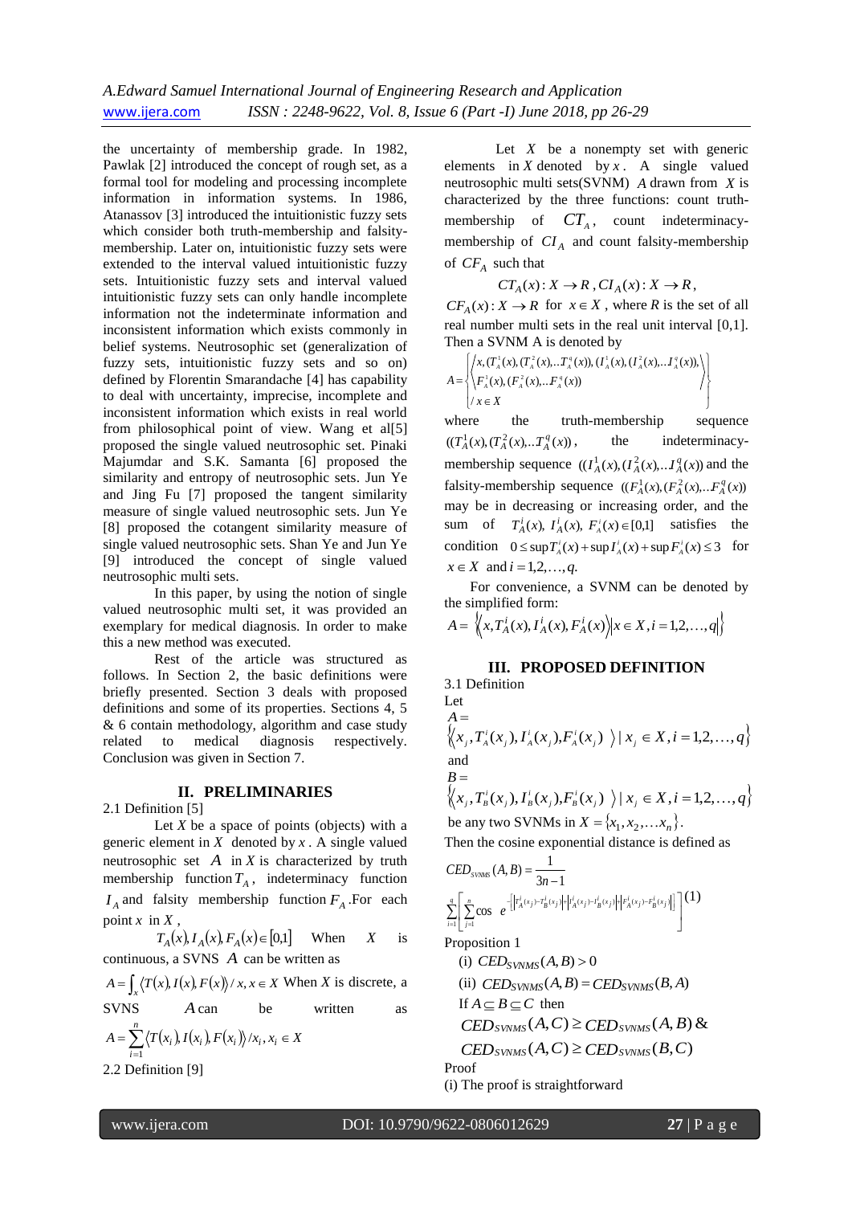the uncertainty of membership grade. In 1982, Pawlak [2] introduced the concept of rough set, as a formal tool for modeling and processing incomplete information in information systems. In 1986, Atanassov [3] introduced the intuitionistic fuzzy sets which consider both truth-membership and falsity-membership. Later on, intuitionistic fuzzy sets were extended to the interval valued intuitionistic fuzzy sets. Intuitionistic fuzzy sets and interval valued intuitionistic fuzzy sets can only handle incomplete information not the indeterminate information and inconsistent information which exists commonly in belief systems. Neutrosophic set (generalization of fuzzy sets, intuitionistic fuzzy sets and so on) defined by Florentin Smarandache [4] has capability to deal with uncertainty, imprecise, incomplete and inconsistent information which exists in real world from philosophical point of view. Wang et al[5] proposed the single valued neutrosophic set. Pinaki Majumdar and S.K. Samanta [6] proposed the similarity and entropy of neutrosophic sets. Jun Ye and Jing Fu [7] proposed the tangent similarity measure of single valued neutrosophic sets. Jun Ye [8] proposed the cotangent similarity measure of single valued neutrosophic sets. Shan Ye and Jun Ye [9] introduced the concept of single valued neutrosophic multi sets.

In this paper, by using the notion of single valued neutrosophic multi set, it was provided an exemplary for medical diagnosis. In order to make this a new method was executed.

Rest of the article was structured as follows. In Section 2, the basic definitions were briefly presented. Section 3 deals with proposed definitions and some of its properties. Sections 4, 5 & 6 contain methodology, algorithm and case study related to medical diagnosis respectively. Conclusion was given in Section 7.

## II. PRELIMINARIES

2.1 Definition [5]

Let $X$ be a space of points (objects) with a generic element in $X$ denoted by $x$. A single valued neutrosophic set $A$ in $X$ is characterized by truth membership function $T_A$, indeterminacy function $I_A$ and falsity membership function $F_A$. For each point $x$ in $X$,

$T_A(x), I_A(x), F_A(x) \in [0,1]$ When $X$ is continuous, a SVNS $A$ can be written as

$A = \int_x \langle T(x), I(x), F(x) \rangle / x, x \in X$ When $X$ is discrete, a SVNS $A$ can be written as

$A = \sum_{i=1}^{n} \langle T(x_i), I(x_i), F(x_i) \rangle / x_i, x_i \in X$

2.2 Definition [9]

Let $X$ be a nonempty set with generic elements in $X$ denoted by $x$. A single valued neutrosophic multi sets(SVNM) $A$ drawn from $X$ is characterized by the three functions: count truth-membership of $CT_A$, count indeterminacy-membership of $CI_A$ and count falsity-membership of $CF_A$ such that

$$CT_A(x) : X \to R, CI_A(x) : X \to R,$$

$CF_A(x) : X \to R$ for $x \in X$, where $R$ is the set of all real number multi sets in the real unit interval [0,1]. Then a SVNM A is denoted by

$$A = \left\{ \begin{array}{l} \left\langle x, (T_A^1(x), (T_A^2(x), \ldots T_A^q(x)), (I_A^1(x), (I_A^2(x), \ldots I_A^q(x)), \right. \\ \left. F_A^1(x), (F_A^2(x), \ldots F_A^q(x)) \right\rangle \\ / x \in X \end{array} \right\}$$

where the truth-membership sequence $((T_A^1(x), (T_A^2(x), \ldots T_A^q(x))$, the indeterminacy-membership sequence $((I_A^1(x), (I_A^2(x), \ldots I_A^q(x))$ and the falsity-membership sequence $((F_A^1(x), (F_A^2(x), \ldots F_A^q(x))$ may be in decreasing or increasing order, and the sum of $T_A^i(x), I_A^i(x), F_A^i(x) \in [0,1]$ satisfies the condition $0 \le \sup T_A^i(x) + \sup I_A^i(x) + \sup F_A^i(x) \le 3$ for $x \in X$ and $i = 1,2,\ldots,q$.

For convenience, a SVNM can be denoted by the simplified form:

$$A = \left\{ \left\langle x, T_A^i(x), I_A^i(x), F_A^i(x) \right\rangle \middle| x \in X, i = 1,2,\ldots,q \right\}$$

## III. PROPOSED DEFINITION

3.1 Definition

Let

$$A = \left\{ \left\langle x_j, T_A^i(x_j), I_A^i(x_j), F_A^i(x_j) \right\rangle \middle| x_j \in X, i = 1,2,\ldots,q \right\}$$

and

$$B = \left\{ \left\langle x_j, T_B^i(x_j), I_B^i(x_j), F_B^i(x_j) \right\rangle \middle| x_j \in X, i = 1,2,\ldots,q \right\}$$

be any two SVNMs in $X = \{x_1, x_2, \ldots x_n\}$.

Then the cosine exponential distance is defined as

$$CED_{SVNMS}(A,B) = \frac{1}{3n-1} \sum_{i=1}^{q} \left[ \sum_{j=1}^{n} \cos\, e^{-\left[ \left| T_A^i(x_j) - T_B^i(x_j) \right| + \left| I_A^i(x_j) - I_B^i(x_j) \right| + \left| F_A^i(x_j) - F_B^i(x_j) \right| \right]} \right] \quad (1)$$

Proposition 1

(i) $CED_{SVNMS}(A,B) > 0$

(ii) $CED_{SVNMS}(A,B) = CED_{SVNMS}(B,A)$

If $A \subseteq B \subseteq C$ then

$CED_{SVNMS}(A,C) \ge CED_{SVNMS}(A,B)$ &

$CED_{SVNMS}(A,C) \ge CED_{SVNMS}(B,C)$

Proof

(i) The proof is straightforward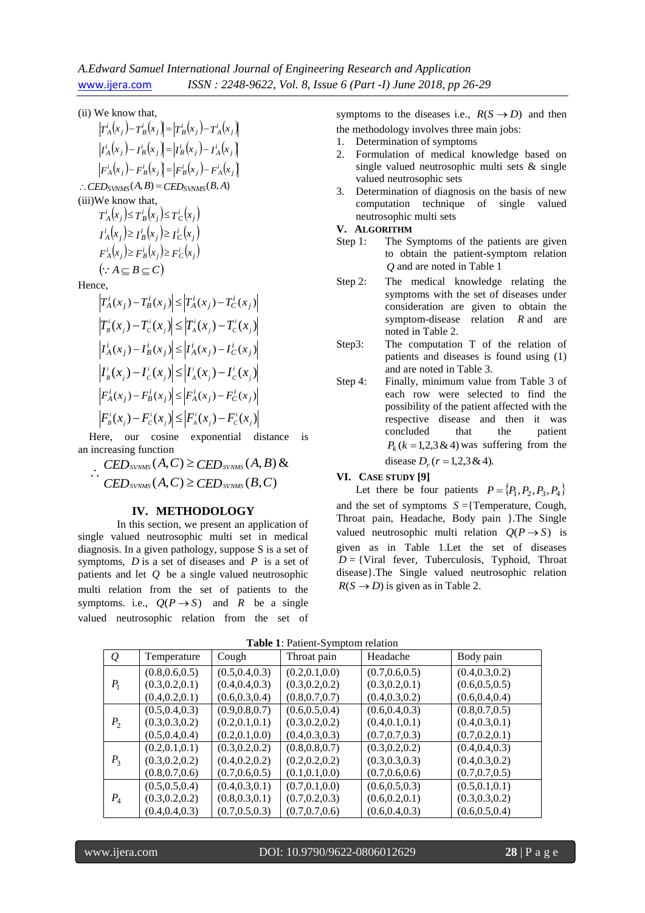(ii) We know that,

$$\left|T_A^i(x_j)-T_B^i(x_j)\right|=\left|T_B^i(x_j)-T_A^i(x_j)\right|$$
$$\left|I_A^i(x_j)-I_B^i(x_j)\right|=\left|I_B^i(x_j)-I_A^i(x_j)\right|$$
$$\left|F_A^i(x_j)-F_B^i(x_j)\right|=\left|F_B^i(x_j)-F_A^i(x_j)\right|$$

$$\therefore CED_{SVNMS}(A,B)=CED_{SVNMS}(B,A)$$

(iii)We know that,

$$T_A^i(x_j)\le T_B^i(x_j)\le T_C^i(x_j)$$
$$I_A^i(x_j)\ge I_B^i(x_j)\ge I_C^i(x_j)$$
$$F_A^i(x_j)\ge F_B^i(x_j)\ge F_C^i(x_j)$$
$$(\because A\subseteq B\subseteq C)$$

Hence,

$$\left|T_A^i(x_j)-T_B^i(x_j)\right|\le\left|T_A^i(x_j)-T_C^i(x_j)\right|$$
$$\left|T_B^i(x_j)-T_C^i(x_j)\right|\le\left|T_A^i(x_j)-T_C^i(x_j)\right|$$
$$\left|I_A^i(x_j)-I_B^i(x_j)\right|\le\left|I_A^i(x_j)-I_C^i(x_j)\right|$$
$$\left|I_B^i(x_j)-I_C^i(x_j)\right|\le\left|I_A^i(x_j)-I_C^i(x_j)\right|$$
$$\left|F_A^i(x_j)-F_B^i(x_j)\right|\le\left|F_A^i(x_j)-F_C^i(x_j)\right|$$
$$\left|F_B^i(x_j)-F_C^i(x_j)\right|\le\left|F_A^i(x_j)-F_C^i(x_j)\right|$$

Here, our cosine exponential distance is an increasing function

$$\therefore \begin{array}{l} CED_{SVNMS}(A,C)\ge CED_{SVNMS}(A,B)\ \& \\ CED_{SVNMS}(A,C)\ge CED_{SVNMS}(B,C) \end{array}$$

## IV. METHODOLOGY

In this section, we present an application of single valued neutrosophic multi set in medical diagnosis. In a given pathology, suppose S is a set of symptoms, $D$ is a set of diseases and $P$ is a set of patients and let $Q$ be a single valued neutrosophic multi relation from the set of patients to the symptoms. i.e., $Q(P\to S)$ and $R$ be a single valued neutrosophic relation from the set of symptoms to the diseases i.e., $R(S\to D)$ and then the methodology involves three main jobs:

1. Determination of symptoms
2. Formulation of medical knowledge based on single valued neutrosophic multi sets & single valued neutrosophic sets
3. Determination of diagnosis on the basis of new computation technique of single valued neutrosophic multi sets

## V. ALGORITHM

Step 1: The Symptoms of the patients are given to obtain the patient-symptom relation $Q$ and are noted in Table 1

Step 2: The medical knowledge relating the symptoms with the set of diseases under consideration are given to obtain the symptom-disease relation $R$ and are noted in Table 2.

Step3: The computation T of the relation of patients and diseases is found using (1) and are noted in Table 3.

Step 4: Finally, minimum value from Table 3 of each row were selected to find the possibility of the patient affected with the respective disease and then it was concluded that the patient $P_k\,(k=1,2,3\ \&\ 4)$ was suffering from the disease $D_r\,(r=1,2,3\ \&\ 4)$.

## VI. CASE STUDY [9]

Let there be four patients $P=\{P_1,P_2,P_3,P_4\}$ and the set of symptoms $S$ ={Temperature, Cough, Throat pain, Headache, Body pain }.The Single valued neutrosophic multi relation $Q(P\to S)$ is given as in Table 1.Let the set of diseases $D$ = {Viral fever, Tuberculosis, Typhoid, Throat disease}.The Single valued neutrosophic relation $R(S\to D)$ is given as in Table 2.

**Table 1**: Patient-Symptom relation

| $Q$ | Temperature | Cough | Throat pain | Headache | Body pain |
|---|---|---|---|---|---|
| $P_1$ | (0.8,0.6,0.5)<br>(0.3,0.2,0.1)<br>(0.4,0.2,0.1) | (0.5,0.4,0.3)<br>(0.4,0.4,0.3)<br>(0.6,0.3,0.4) | (0.2,0.1,0.0)<br>(0.3,0.2,0.2)<br>(0.8,0.7,0.7) | (0.7,0.6,0.5)<br>(0.3,0.2,0.1)<br>(0.4,0.3,0.2) | (0.4,0.3,0.2)<br>(0.6,0.5,0.5)<br>(0.6,0.4,0.4) |
| $P_2$ | (0.5,0.4,0.3)<br>(0.3,0.3,0.2)<br>(0.5,0.4,0.4) | (0.9,0.8,0.7)<br>(0.2,0.1,0.1)<br>(0.2,0.1,0.0) | (0.6,0.5,0.4)<br>(0.3,0.2,0.2)<br>(0.4,0.3,0.3) | (0.6,0.4,0.3)<br>(0.4,0.1,0.1)<br>(0.7,0.7,0.3) | (0.8,0.7,0.5)<br>(0.4,0.3,0.1)<br>(0.7,0.2,0.1) |
| $P_3$ | (0.2,0.1,0.1)<br>(0.3,0.2,0.2)<br>(0.8,0.7,0.6) | (0.3,0.2,0.2)<br>(0.4,0.2,0.2)<br>(0.7,0.6,0.5) | (0.8,0.8,0.7)<br>(0.2,0.2,0.2)<br>(0.1,0.1,0.0) | (0.3,0.2,0.2)<br>(0.3,0.3,0.3)<br>(0.7,0.6,0.6) | (0.4,0.4,0.3)<br>(0.4,0.3,0.2)<br>(0.7,0.7,0.5) |
| $P_4$ | (0.5,0.5,0.4)<br>(0.3,0.2,0.2)<br>(0.4,0.4,0.3) | (0.4,0.3,0.1)<br>(0.8,0.3,0.1)<br>(0.7,0.5,0.3) | (0.7,0.1,0.0)<br>(0.7,0.2,0.3)<br>(0.7,0.7,0.6) | (0.6,0.5,0.3)<br>(0.6,0.2,0.1)<br>(0.6,0.4,0.3) | (0.5,0.1,0.1)<br>(0.3,0.3,0.2)<br>(0.6,0.5,0.4) |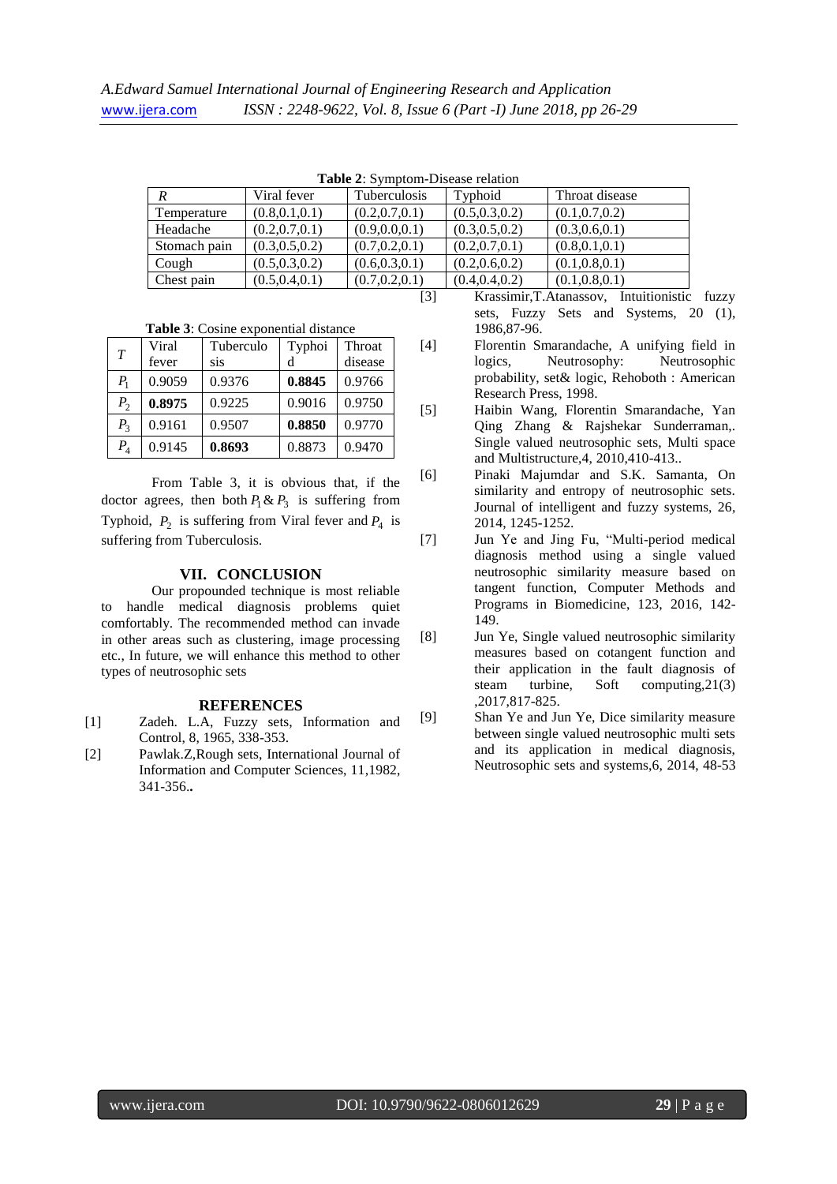**Table 2**: Symptom-Disease relation

| $R$ | Viral fever | Tuberculosis | Typhoid | Throat disease |
|---|---|---|---|---|
| Temperature | (0.8,0.1,0.1) | (0.2,0.7,0.1) | (0.5,0.3,0.2) | (0.1,0.7,0.2) |
| Headache | (0.2,0.7,0.1) | (0.9,0.0,0.1) | (0.3,0.5,0.2) | (0.3,0.6,0.1) |
| Stomach pain | (0.3,0.5,0.2) | (0.7,0.2,0.1) | (0.2,0.7,0.1) | (0.8,0.1,0.1) |
| Cough | (0.5,0.3,0.2) | (0.6,0.3,0.1) | (0.2,0.6,0.2) | (0.1,0.8,0.1) |
| Chest pain | (0.5,0.4,0.1) | (0.7,0.2,0.1) | (0.4,0.4,0.2) | (0.1,0.8,0.1) |

**Table 3**: Cosine exponential distance

| $T$ | Viral fever | Tuberculosis | Typhoid | Throat disease |
|---|---|---|---|---|
| $P_1$ | 0.9059 | 0.9376 | **0.8845** | 0.9766 |
| $P_2$ | **0.8975** | 0.9225 | 0.9016 | 0.9750 |
| $P_3$ | 0.9161 | 0.9507 | **0.8850** | 0.9770 |
| $P_4$ | 0.9145 | **0.8693** | 0.8873 | 0.9470 |

From Table 3, it is obvious that, if the doctor agrees, then both $P_1$ & $P_3$ is suffering from Typhoid, $P_2$ is suffering from Viral fever and $P_4$ is suffering from Tuberculosis.

## VII. CONCLUSION

Our propounded technique is most reliable to handle medical diagnosis problems quiet comfortably. The recommended method can invade in other areas such as clustering, image processing etc., In future, we will enhance this method to other types of neutrosophic sets

## REFERENCES

[1] Zadeh. L.A, Fuzzy sets, Information and Control, 8, 1965, 338-353.

[2] Pawlak.Z,Rough sets, International Journal of Information and Computer Sciences, 11,1982, 341-356..

[3] Krassimir,T.Atanassov, Intuitionistic fuzzy sets, Fuzzy Sets and Systems, 20 (1), 1986,87-96.

[4] Florentin Smarandache, A unifying field in logics, Neutrosophy: Neutrosophic probability, set& logic, Rehoboth : American Research Press, 1998.

[5] Haibin Wang, Florentin Smarandache, Yan Qing Zhang & Rajshekar Sunderraman,. Single valued neutrosophic sets, Multi space and Multistructure,4, 2010,410-413..

[6] Pinaki Majumdar and S.K. Samanta, On similarity and entropy of neutrosophic sets. Journal of intelligent and fuzzy systems, 26, 2014, 1245-1252.

[7] Jun Ye and Jing Fu, "Multi-period medical diagnosis method using a single valued neutrosophic similarity measure based on tangent function, Computer Methods and Programs in Biomedicine, 123, 2016, 142-149.

[8] Jun Ye, Single valued neutrosophic similarity measures based on cotangent function and their application in the fault diagnosis of steam turbine, Soft computing,21(3) ,2017,817-825.

[9] Shan Ye and Jun Ye, Dice similarity measure between single valued neutrosophic multi sets and its application in medical diagnosis, Neutrosophic sets and systems,6, 2014, 48-53